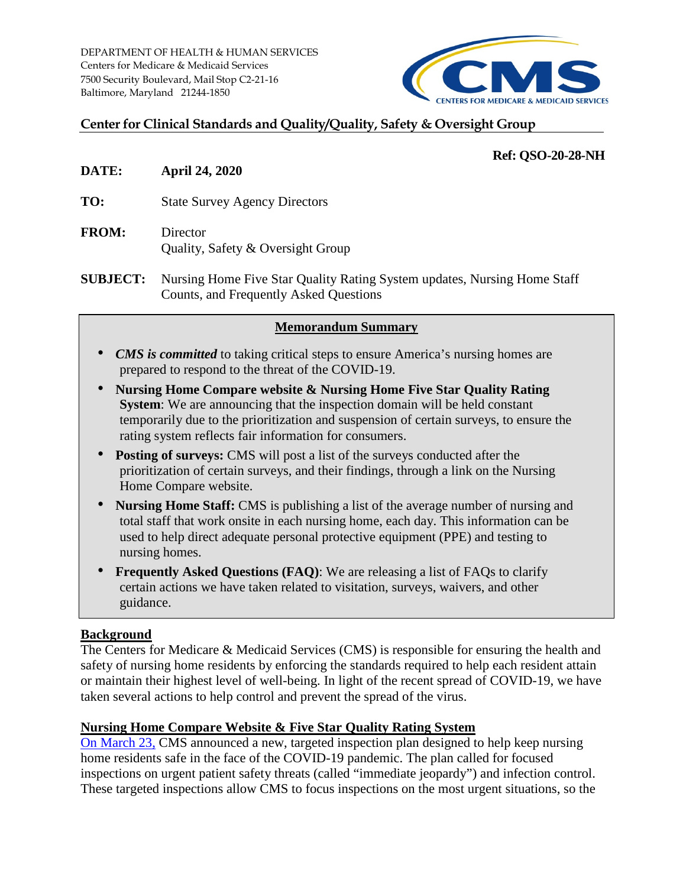DEPARTMENT OF HEALTH & HUMAN SERVICES
Centers for Medicare & Medicaid Services
7500 Security Boulevard, Mail Stop C2-21-16
Baltimore, Maryland 21244-1850

CMS
CENTERS FOR MEDICARE & MEDICAID SERVICES

## Center for Clinical Standards and Quality/Quality, Safety & Oversight Group

**Ref: QSO-20-28-NH**

**DATE:** **April 24, 2020**

**TO:** State Survey Agency Directors

**FROM:** Director
Quality, Safety & Oversight Group

**SUBJECT:** Nursing Home Five Star Quality Rating System updates, Nursing Home Staff Counts, and Frequently Asked Questions

### Memorandum Summary

- ***CMS is committed*** to taking critical steps to ensure America's nursing homes are prepared to respond to the threat of the COVID-19.
- **Nursing Home Compare website & Nursing Home Five Star Quality Rating System**: We are announcing that the inspection domain will be held constant temporarily due to the prioritization and suspension of certain surveys, to ensure the rating system reflects fair information for consumers.
- **Posting of surveys:** CMS will post a list of the surveys conducted after the prioritization of certain surveys, and their findings, through a link on the Nursing Home Compare website.
- **Nursing Home Staff:** CMS is publishing a list of the average number of nursing and total staff that work onsite in each nursing home, each day. This information can be used to help direct adequate personal protective equipment (PPE) and testing to nursing homes.
- **Frequently Asked Questions (FAQ)**: We are releasing a list of FAQs to clarify certain actions we have taken related to visitation, surveys, waivers, and other guidance.

### Background

The Centers for Medicare & Medicaid Services (CMS) is responsible for ensuring the health and safety of nursing home residents by enforcing the standards required to help each resident attain or maintain their highest level of well-being. In light of the recent spread of COVID-19, we have taken several actions to help control and prevent the spread of the virus.

### Nursing Home Compare Website & Five Star Quality Rating System

On March 23, CMS announced a new, targeted inspection plan designed to help keep nursing home residents safe in the face of the COVID-19 pandemic. The plan called for focused inspections on urgent patient safety threats (called "immediate jeopardy") and infection control. These targeted inspections allow CMS to focus inspections on the most urgent situations, so the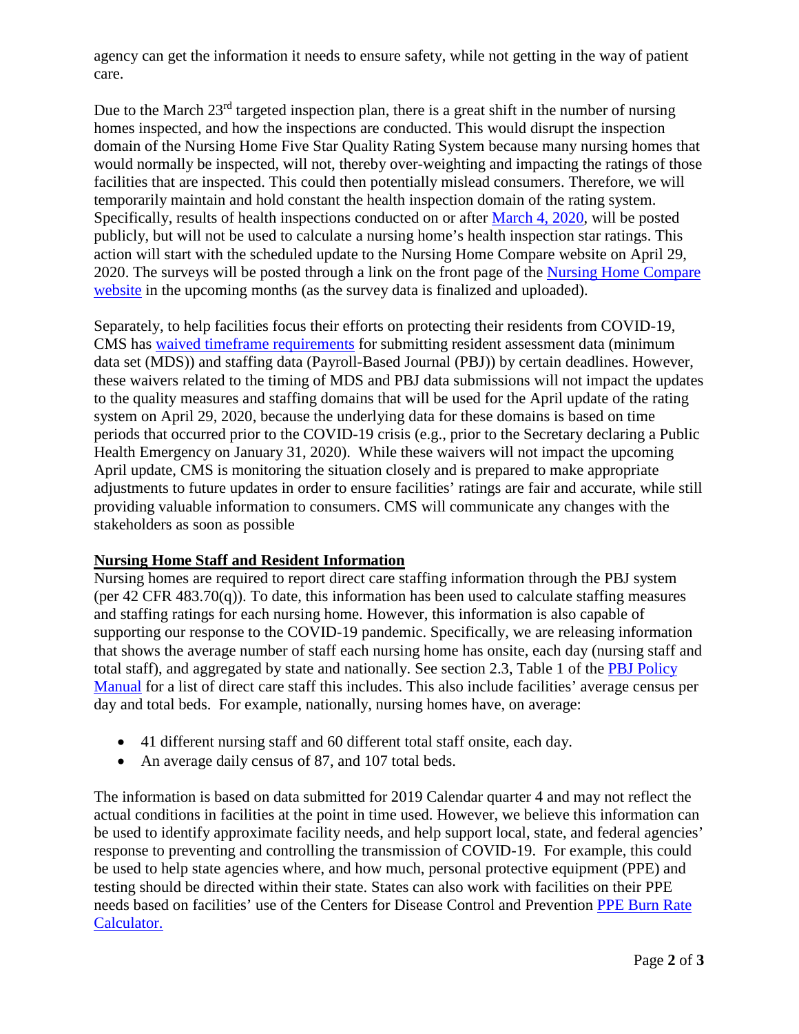agency can get the information it needs to ensure safety, while not getting in the way of patient care.

Due to the March 23rd targeted inspection plan, there is a great shift in the number of nursing homes inspected, and how the inspections are conducted. This would disrupt the inspection domain of the Nursing Home Five Star Quality Rating System because many nursing homes that would normally be inspected, will not, thereby over-weighting and impacting the ratings of those facilities that are inspected. This could then potentially mislead consumers. Therefore, we will temporarily maintain and hold constant the health inspection domain of the rating system. Specifically, results of health inspections conducted on or after March 4, 2020, will be posted publicly, but will not be used to calculate a nursing home's health inspection star ratings. This action will start with the scheduled update to the Nursing Home Compare website on April 29, 2020. The surveys will be posted through a link on the front page of the Nursing Home Compare website in the upcoming months (as the survey data is finalized and uploaded).

Separately, to help facilities focus their efforts on protecting their residents from COVID-19, CMS has waived timeframe requirements for submitting resident assessment data (minimum data set (MDS)) and staffing data (Payroll-Based Journal (PBJ)) by certain deadlines. However, these waivers related to the timing of MDS and PBJ data submissions will not impact the updates to the quality measures and staffing domains that will be used for the April update of the rating system on April 29, 2020, because the underlying data for these domains is based on time periods that occurred prior to the COVID-19 crisis (e.g., prior to the Secretary declaring a Public Health Emergency on January 31, 2020). While these waivers will not impact the upcoming April update, CMS is monitoring the situation closely and is prepared to make appropriate adjustments to future updates in order to ensure facilities' ratings are fair and accurate, while still providing valuable information to consumers. CMS will communicate any changes with the stakeholders as soon as possible

## Nursing Home Staff and Resident Information

Nursing homes are required to report direct care staffing information through the PBJ system (per 42 CFR 483.70(q)). To date, this information has been used to calculate staffing measures and staffing ratings for each nursing home. However, this information is also capable of supporting our response to the COVID-19 pandemic. Specifically, we are releasing information that shows the average number of staff each nursing home has onsite, each day (nursing staff and total staff), and aggregated by state and nationally. See section 2.3, Table 1 of the PBJ Policy Manual for a list of direct care staff this includes. This also include facilities' average census per day and total beds. For example, nationally, nursing homes have, on average:

- 41 different nursing staff and 60 different total staff onsite, each day.
- An average daily census of 87, and 107 total beds.

The information is based on data submitted for 2019 Calendar quarter 4 and may not reflect the actual conditions in facilities at the point in time used. However, we believe this information can be used to identify approximate facility needs, and help support local, state, and federal agencies' response to preventing and controlling the transmission of COVID-19. For example, this could be used to help state agencies where, and how much, personal protective equipment (PPE) and testing should be directed within their state. States can also work with facilities on their PPE needs based on facilities' use of the Centers for Disease Control and Prevention PPE Burn Rate Calculator.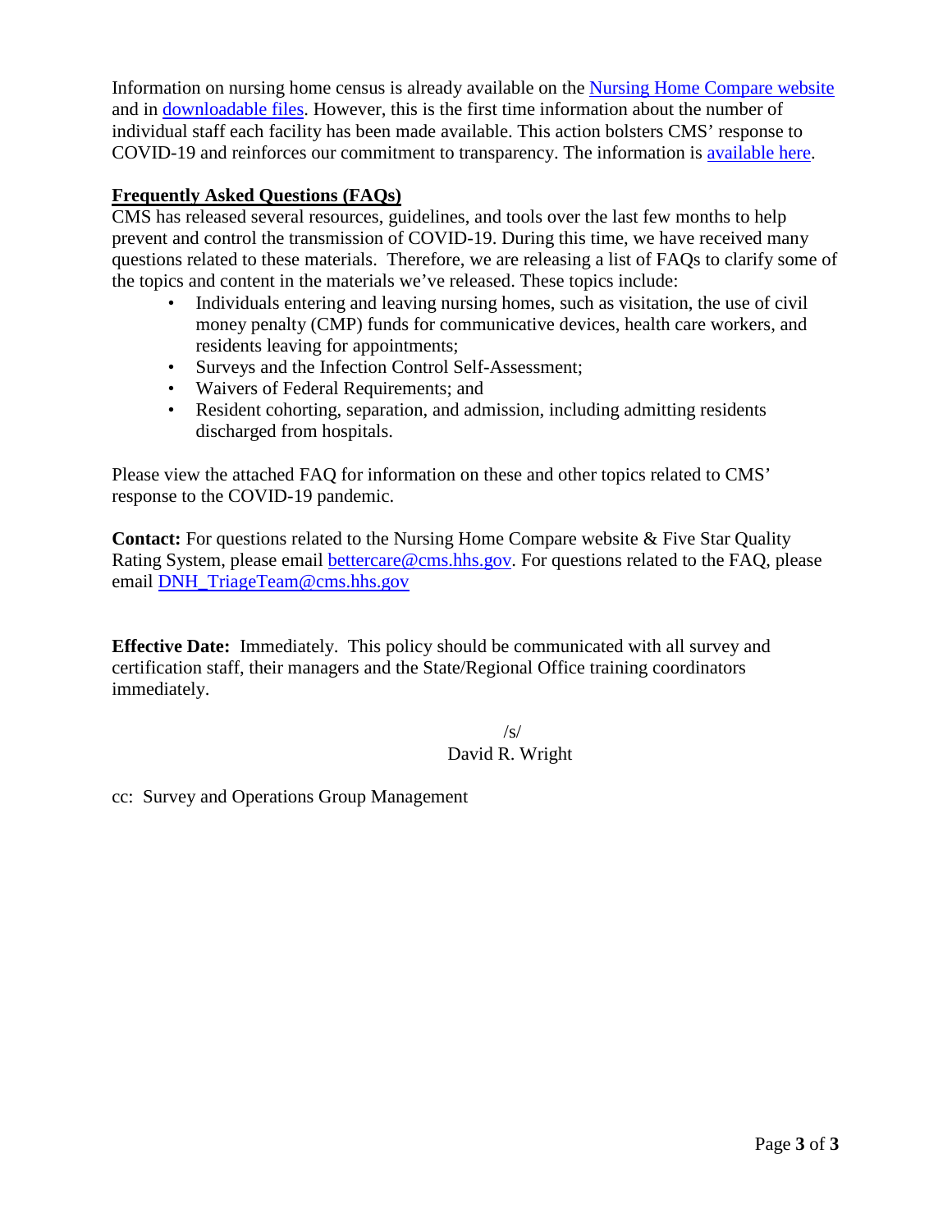Information on nursing home census is already available on the [Nursing Home Compare website]() and in [downloadable files](). However, this is the first time information about the number of individual staff each facility has been made available. This action bolsters CMS' response to COVID-19 and reinforces our commitment to transparency. The information is [available here]().

**Frequently Asked Questions (FAQs)**

CMS has released several resources, guidelines, and tools over the last few months to help prevent and control the transmission of COVID-19. During this time, we have received many questions related to these materials. Therefore, we are releasing a list of FAQs to clarify some of the topics and content in the materials we've released. These topics include:

- Individuals entering and leaving nursing homes, such as visitation, the use of civil money penalty (CMP) funds for communicative devices, health care workers, and residents leaving for appointments;
- Surveys and the Infection Control Self-Assessment;
- Waivers of Federal Requirements; and
- Resident cohorting, separation, and admission, including admitting residents discharged from hospitals.

Please view the attached FAQ for information on these and other topics related to CMS' response to the COVID-19 pandemic.

**Contact:** For questions related to the Nursing Home Compare website & Five Star Quality Rating System, please email bettercare@cms.hhs.gov. For questions related to the FAQ, please email DNH_TriageTeam@cms.hhs.gov

**Effective Date:** Immediately. This policy should be communicated with all survey and certification staff, their managers and the State/Regional Office training coordinators immediately.

/s/
David R. Wright

cc: Survey and Operations Group Management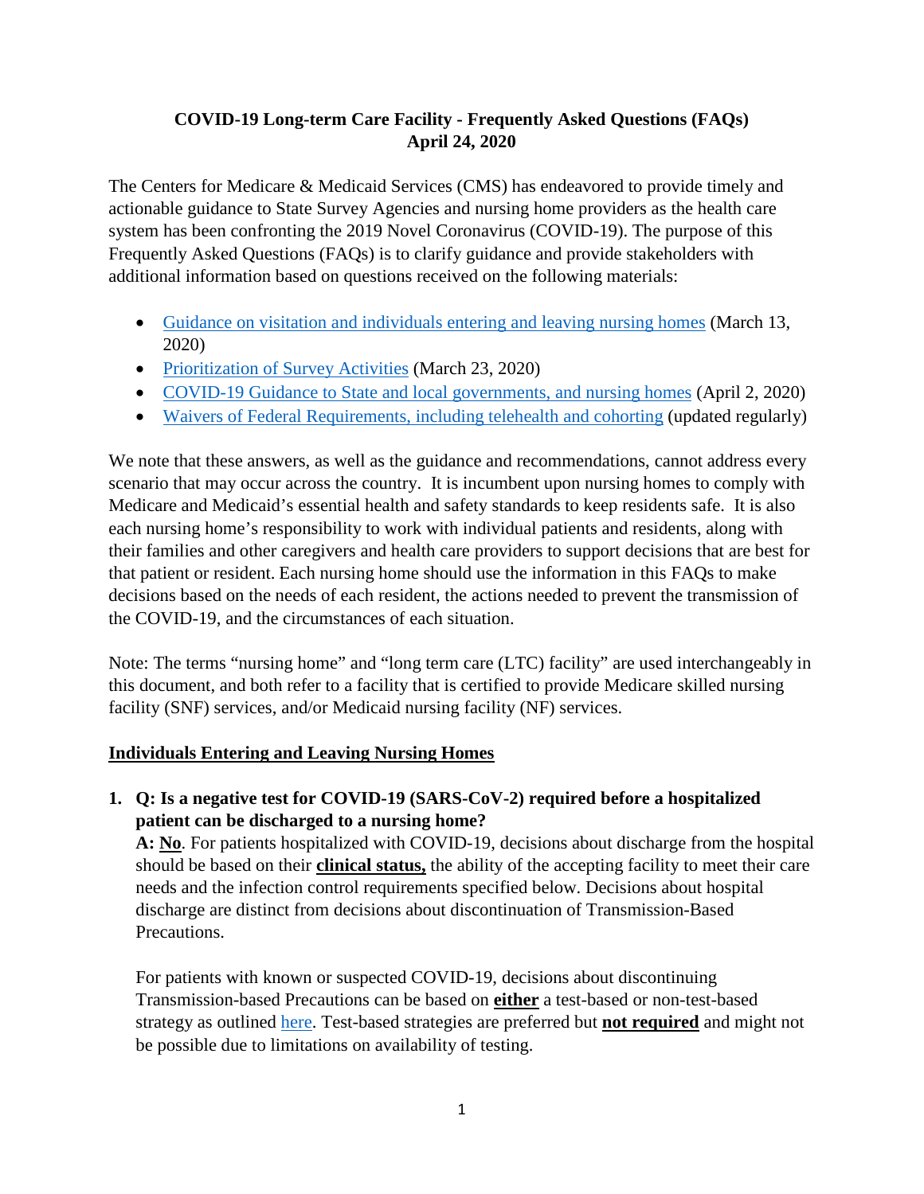**COVID-19 Long-term Care Facility - Frequently Asked Questions (FAQs)**
**April 24, 2020**

The Centers for Medicare & Medicaid Services (CMS) has endeavored to provide timely and actionable guidance to State Survey Agencies and nursing home providers as the health care system has been confronting the 2019 Novel Coronavirus (COVID-19). The purpose of this Frequently Asked Questions (FAQs) is to clarify guidance and provide stakeholders with additional information based on questions received on the following materials:

- Guidance on visitation and individuals entering and leaving nursing homes (March 13, 2020)
- Prioritization of Survey Activities (March 23, 2020)
- COVID-19 Guidance to State and local governments, and nursing homes (April 2, 2020)
- Waivers of Federal Requirements, including telehealth and cohorting (updated regularly)

We note that these answers, as well as the guidance and recommendations, cannot address every scenario that may occur across the country. It is incumbent upon nursing homes to comply with Medicare and Medicaid's essential health and safety standards to keep residents safe. It is also each nursing home's responsibility to work with individual patients and residents, along with their families and other caregivers and health care providers to support decisions that are best for that patient or resident. Each nursing home should use the information in this FAQs to make decisions based on the needs of each resident, the actions needed to prevent the transmission of the COVID-19, and the circumstances of each situation.

Note: The terms "nursing home" and "long term care (LTC) facility" are used interchangeably in this document, and both refer to a facility that is certified to provide Medicare skilled nursing facility (SNF) services, and/or Medicaid nursing facility (NF) services.

## Individuals Entering and Leaving Nursing Homes

1. **Q: Is a negative test for COVID-19 (SARS-CoV-2) required before a hospitalized patient can be discharged to a nursing home?**
   **A: No**. For patients hospitalized with COVID-19, decisions about discharge from the hospital should be based on their **clinical status,** the ability of the accepting facility to meet their care needs and the infection control requirements specified below. Decisions about hospital discharge are distinct from decisions about discontinuation of Transmission-Based Precautions.

   For patients with known or suspected COVID-19, decisions about discontinuing Transmission-based Precautions can be based on **either** a test-based or non-test-based strategy as outlined here. Test-based strategies are preferred but **not required** and might not be possible due to limitations on availability of testing.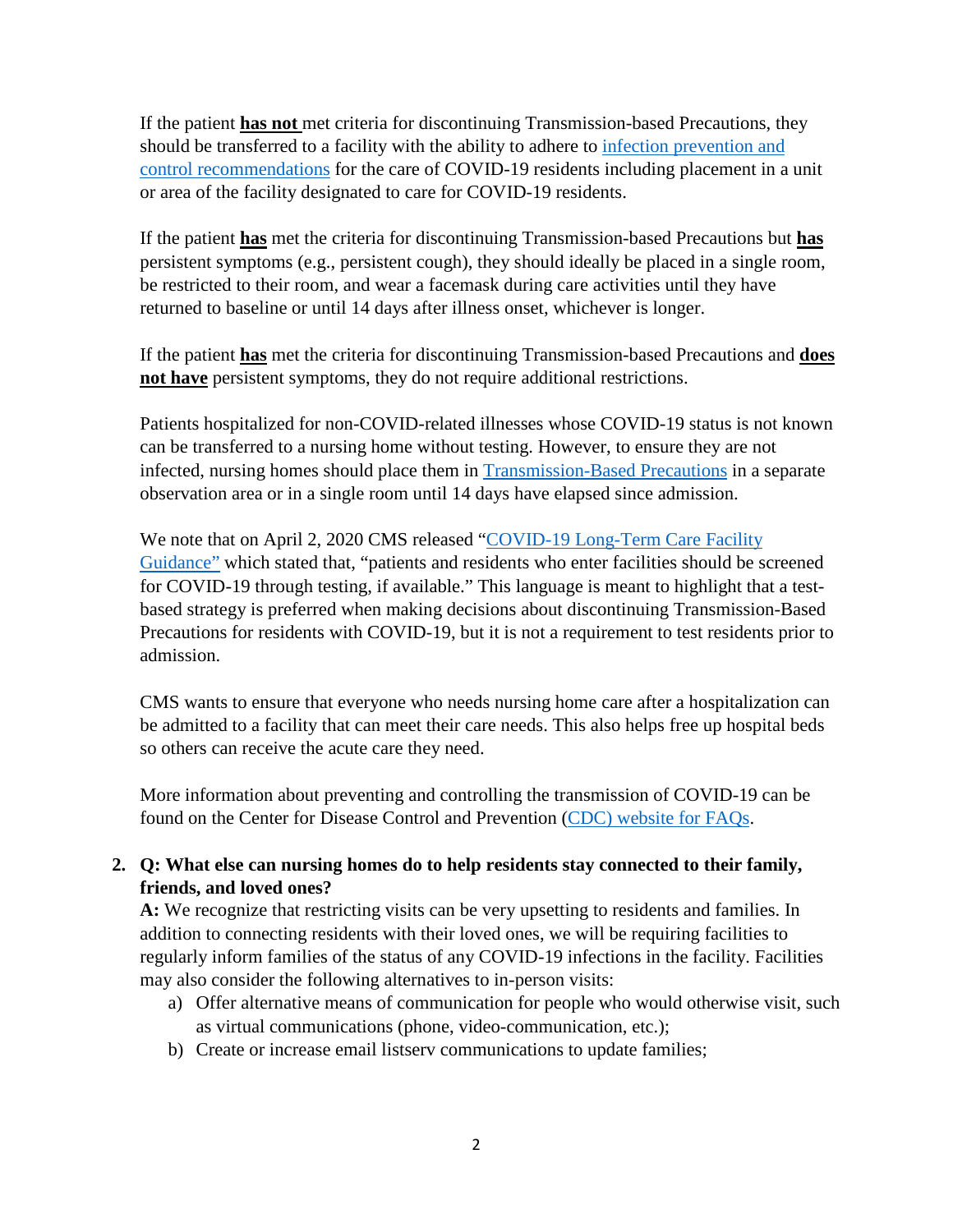If the patient **has not** met criteria for discontinuing Transmission-based Precautions, they should be transferred to a facility with the ability to adhere to infection prevention and control recommendations for the care of COVID-19 residents including placement in a unit or area of the facility designated to care for COVID-19 residents.

If the patient **has** met the criteria for discontinuing Transmission-based Precautions but **has** persistent symptoms (e.g., persistent cough), they should ideally be placed in a single room, be restricted to their room, and wear a facemask during care activities until they have returned to baseline or until 14 days after illness onset, whichever is longer.

If the patient **has** met the criteria for discontinuing Transmission-based Precautions and **does not have** persistent symptoms, they do not require additional restrictions.

Patients hospitalized for non-COVID-related illnesses whose COVID-19 status is not known can be transferred to a nursing home without testing. However, to ensure they are not infected, nursing homes should place them in Transmission-Based Precautions in a separate observation area or in a single room until 14 days have elapsed since admission.

We note that on April 2, 2020 CMS released "COVID-19 Long-Term Care Facility Guidance" which stated that, "patients and residents who enter facilities should be screened for COVID-19 through testing, if available." This language is meant to highlight that a test-based strategy is preferred when making decisions about discontinuing Transmission-Based Precautions for residents with COVID-19, but it is not a requirement to test residents prior to admission.

CMS wants to ensure that everyone who needs nursing home care after a hospitalization can be admitted to a facility that can meet their care needs. This also helps free up hospital beds so others can receive the acute care they need.

More information about preventing and controlling the transmission of COVID-19 can be found on the Center for Disease Control and Prevention (CDC) website for FAQs.

2. **Q: What else can nursing homes do to help residents stay connected to their family, friends, and loved ones?**

   **A:** We recognize that restricting visits can be very upsetting to residents and families. In addition to connecting residents with their loved ones, we will be requiring facilities to regularly inform families of the status of any COVID-19 infections in the facility. Facilities may also consider the following alternatives to in-person visits:

   a) Offer alternative means of communication for people who would otherwise visit, such as virtual communications (phone, video-communication, etc.);
   b) Create or increase email listserv communications to update families;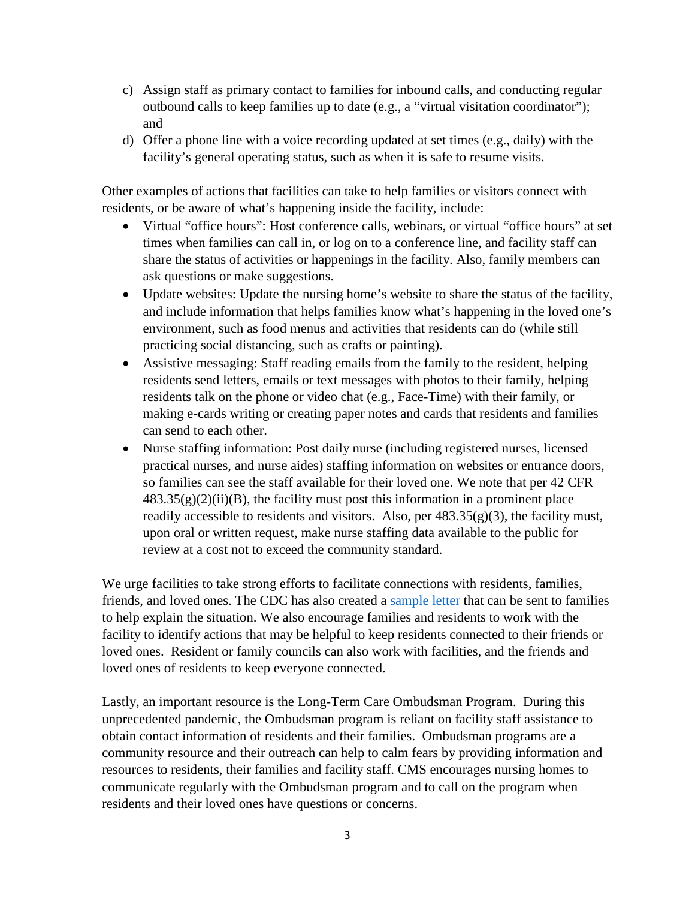c) Assign staff as primary contact to families for inbound calls, and conducting regular outbound calls to keep families up to date (e.g., a "virtual visitation coordinator"); and
d) Offer a phone line with a voice recording updated at set times (e.g., daily) with the facility's general operating status, such as when it is safe to resume visits.

Other examples of actions that facilities can take to help families or visitors connect with residents, or be aware of what's happening inside the facility, include:

- Virtual "office hours": Host conference calls, webinars, or virtual "office hours" at set times when families can call in, or log on to a conference line, and facility staff can share the status of activities or happenings in the facility. Also, family members can ask questions or make suggestions.
- Update websites: Update the nursing home's website to share the status of the facility, and include information that helps families know what's happening in the loved one's environment, such as food menus and activities that residents can do (while still practicing social distancing, such as crafts or painting).
- Assistive messaging: Staff reading emails from the family to the resident, helping residents send letters, emails or text messages with photos to their family, helping residents talk on the phone or video chat (e.g., Face-Time) with their family, or making e-cards writing or creating paper notes and cards that residents and families can send to each other.
- Nurse staffing information: Post daily nurse (including registered nurses, licensed practical nurses, and nurse aides) staffing information on websites or entrance doors, so families can see the staff available for their loved one. We note that per 42 CFR 483.35(g)(2)(ii)(B), the facility must post this information in a prominent place readily accessible to residents and visitors. Also, per 483.35(g)(3), the facility must, upon oral or written request, make nurse staffing data available to the public for review at a cost not to exceed the community standard.

We urge facilities to take strong efforts to facilitate connections with residents, families, friends, and loved ones. The CDC has also created a sample letter that can be sent to families to help explain the situation. We also encourage families and residents to work with the facility to identify actions that may be helpful to keep residents connected to their friends or loved ones. Resident or family councils can also work with facilities, and the friends and loved ones of residents to keep everyone connected.

Lastly, an important resource is the Long-Term Care Ombudsman Program. During this unprecedented pandemic, the Ombudsman program is reliant on facility staff assistance to obtain contact information of residents and their families. Ombudsman programs are a community resource and their outreach can help to calm fears by providing information and resources to residents, their families and facility staff. CMS encourages nursing homes to communicate regularly with the Ombudsman program and to call on the program when residents and their loved ones have questions or concerns.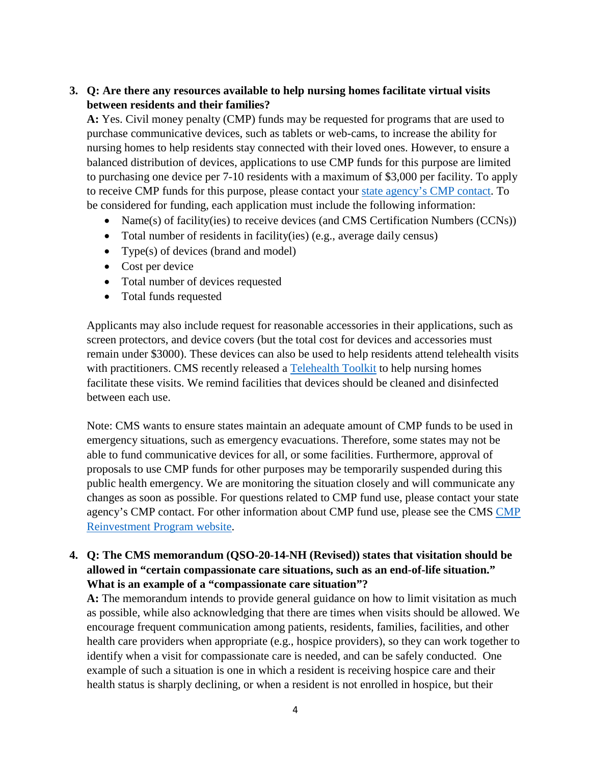3. **Q: Are there any resources available to help nursing homes facilitate virtual visits between residents and their families?**

   **A:** Yes. Civil money penalty (CMP) funds may be requested for programs that are used to purchase communicative devices, such as tablets or web-cams, to increase the ability for nursing homes to help residents stay connected with their loved ones. However, to ensure a balanced distribution of devices, applications to use CMP funds for this purpose are limited to purchasing one device per 7-10 residents with a maximum of $3,000 per facility. To apply to receive CMP funds for this purpose, please contact your [state agency's CMP contact](). To be considered for funding, each application must include the following information:

   - Name(s) of facility(ies) to receive devices (and CMS Certification Numbers (CCNs))
   - Total number of residents in facility(ies) (e.g., average daily census)
   - Type(s) of devices (brand and model)
   - Cost per device
   - Total number of devices requested
   - Total funds requested

   Applicants may also include request for reasonable accessories in their applications, such as screen protectors, and device covers (but the total cost for devices and accessories must remain under $3000). These devices can also be used to help residents attend telehealth visits with practitioners. CMS recently released a [Telehealth Toolkit]() to help nursing homes facilitate these visits. We remind facilities that devices should be cleaned and disinfected between each use.

   Note: CMS wants to ensure states maintain an adequate amount of CMP funds to be used in emergency situations, such as emergency evacuations. Therefore, some states may not be able to fund communicative devices for all, or some facilities. Furthermore, approval of proposals to use CMP funds for other purposes may be temporarily suspended during this public health emergency. We are monitoring the situation closely and will communicate any changes as soon as possible. For questions related to CMP fund use, please contact your state agency's CMP contact. For other information about CMP fund use, please see the CMS [CMP Reinvestment Program website]().

4. **Q: The CMS memorandum (QSO-20-14-NH (Revised)) states that visitation should be allowed in "certain compassionate care situations, such as an end-of-life situation." What is an example of a "compassionate care situation"?**

   **A:** The memorandum intends to provide general guidance on how to limit visitation as much as possible, while also acknowledging that there are times when visits should be allowed. We encourage frequent communication among patients, residents, families, facilities, and other health care providers when appropriate (e.g., hospice providers), so they can work together to identify when a visit for compassionate care is needed, and can be safely conducted. One example of such a situation is one in which a resident is receiving hospice care and their health status is sharply declining, or when a resident is not enrolled in hospice, but their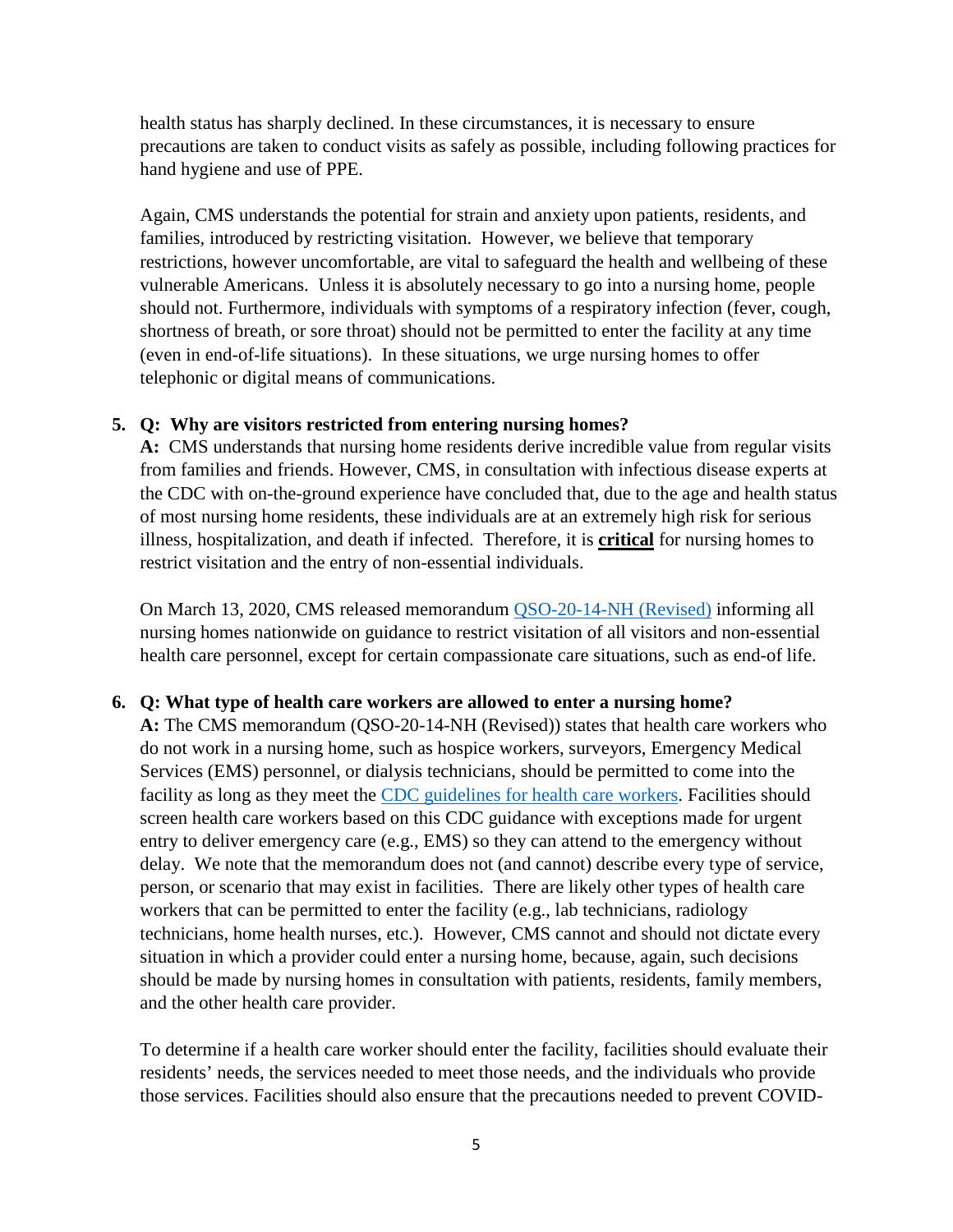health status has sharply declined. In these circumstances, it is necessary to ensure precautions are taken to conduct visits as safely as possible, including following practices for hand hygiene and use of PPE.

Again, CMS understands the potential for strain and anxiety upon patients, residents, and families, introduced by restricting visitation. However, we believe that temporary restrictions, however uncomfortable, are vital to safeguard the health and wellbeing of these vulnerable Americans. Unless it is absolutely necessary to go into a nursing home, people should not. Furthermore, individuals with symptoms of a respiratory infection (fever, cough, shortness of breath, or sore throat) should not be permitted to enter the facility at any time (even in end-of-life situations). In these situations, we urge nursing homes to offer telephonic or digital means of communications.

**5. Q: Why are visitors restricted from entering nursing homes?**

**A:** CMS understands that nursing home residents derive incredible value from regular visits from families and friends. However, CMS, in consultation with infectious disease experts at the CDC with on-the-ground experience have concluded that, due to the age and health status of most nursing home residents, these individuals are at an extremely high risk for serious illness, hospitalization, and death if infected. Therefore, it is **critical** for nursing homes to restrict visitation and the entry of non-essential individuals.

On March 13, 2020, CMS released memorandum QSO-20-14-NH (Revised) informing all nursing homes nationwide on guidance to restrict visitation of all visitors and non-essential health care personnel, except for certain compassionate care situations, such as end-of life.

**6. Q: What type of health care workers are allowed to enter a nursing home?**

**A:** The CMS memorandum (QSO-20-14-NH (Revised)) states that health care workers who do not work in a nursing home, such as hospice workers, surveyors, Emergency Medical Services (EMS) personnel, or dialysis technicians, should be permitted to come into the facility as long as they meet the CDC guidelines for health care workers. Facilities should screen health care workers based on this CDC guidance with exceptions made for urgent entry to deliver emergency care (e.g., EMS) so they can attend to the emergency without delay. We note that the memorandum does not (and cannot) describe every type of service, person, or scenario that may exist in facilities. There are likely other types of health care workers that can be permitted to enter the facility (e.g., lab technicians, radiology technicians, home health nurses, etc.). However, CMS cannot and should not dictate every situation in which a provider could enter a nursing home, because, again, such decisions should be made by nursing homes in consultation with patients, residents, family members, and the other health care provider.

To determine if a health care worker should enter the facility, facilities should evaluate their residents' needs, the services needed to meet those needs, and the individuals who provide those services. Facilities should also ensure that the precautions needed to prevent COVID-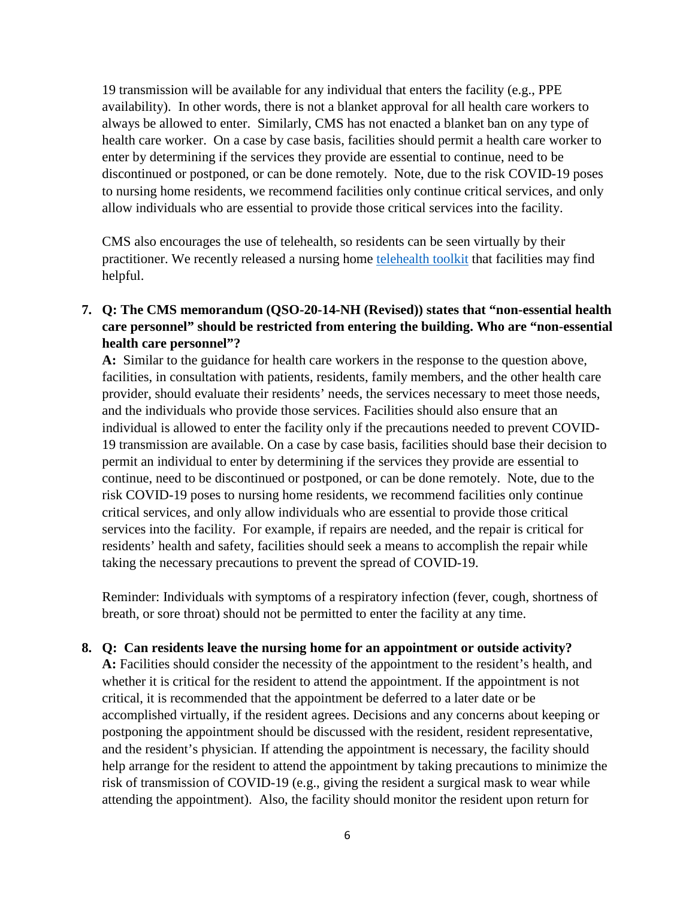19 transmission will be available for any individual that enters the facility (e.g., PPE availability). In other words, there is not a blanket approval for all health care workers to always be allowed to enter. Similarly, CMS has not enacted a blanket ban on any type of health care worker. On a case by case basis, facilities should permit a health care worker to enter by determining if the services they provide are essential to continue, need to be discontinued or postponed, or can be done remotely. Note, due to the risk COVID-19 poses to nursing home residents, we recommend facilities only continue critical services, and only allow individuals who are essential to provide those critical services into the facility.

CMS also encourages the use of telehealth, so residents can be seen virtually by their practitioner. We recently released a nursing home telehealth toolkit that facilities may find helpful.

7. **Q: The CMS memorandum (QSO-20-14-NH (Revised)) states that "non-essential health care personnel" should be restricted from entering the building. Who are "non-essential health care personnel"?**

   **A:** Similar to the guidance for health care workers in the response to the question above, facilities, in consultation with patients, residents, family members, and the other health care provider, should evaluate their residents' needs, the services necessary to meet those needs, and the individuals who provide those services. Facilities should also ensure that an individual is allowed to enter the facility only if the precautions needed to prevent COVID-19 transmission are available. On a case by case basis, facilities should base their decision to permit an individual to enter by determining if the services they provide are essential to continue, need to be discontinued or postponed, or can be done remotely. Note, due to the risk COVID-19 poses to nursing home residents, we recommend facilities only continue critical services, and only allow individuals who are essential to provide those critical services into the facility. For example, if repairs are needed, and the repair is critical for residents' health and safety, facilities should seek a means to accomplish the repair while taking the necessary precautions to prevent the spread of COVID-19.

   Reminder: Individuals with symptoms of a respiratory infection (fever, cough, shortness of breath, or sore throat) should not be permitted to enter the facility at any time.

8. **Q: Can residents leave the nursing home for an appointment or outside activity?**

   **A:** Facilities should consider the necessity of the appointment to the resident's health, and whether it is critical for the resident to attend the appointment. If the appointment is not critical, it is recommended that the appointment be deferred to a later date or be accomplished virtually, if the resident agrees. Decisions and any concerns about keeping or postponing the appointment should be discussed with the resident, resident representative, and the resident's physician. If attending the appointment is necessary, the facility should help arrange for the resident to attend the appointment by taking precautions to minimize the risk of transmission of COVID-19 (e.g., giving the resident a surgical mask to wear while attending the appointment). Also, the facility should monitor the resident upon return for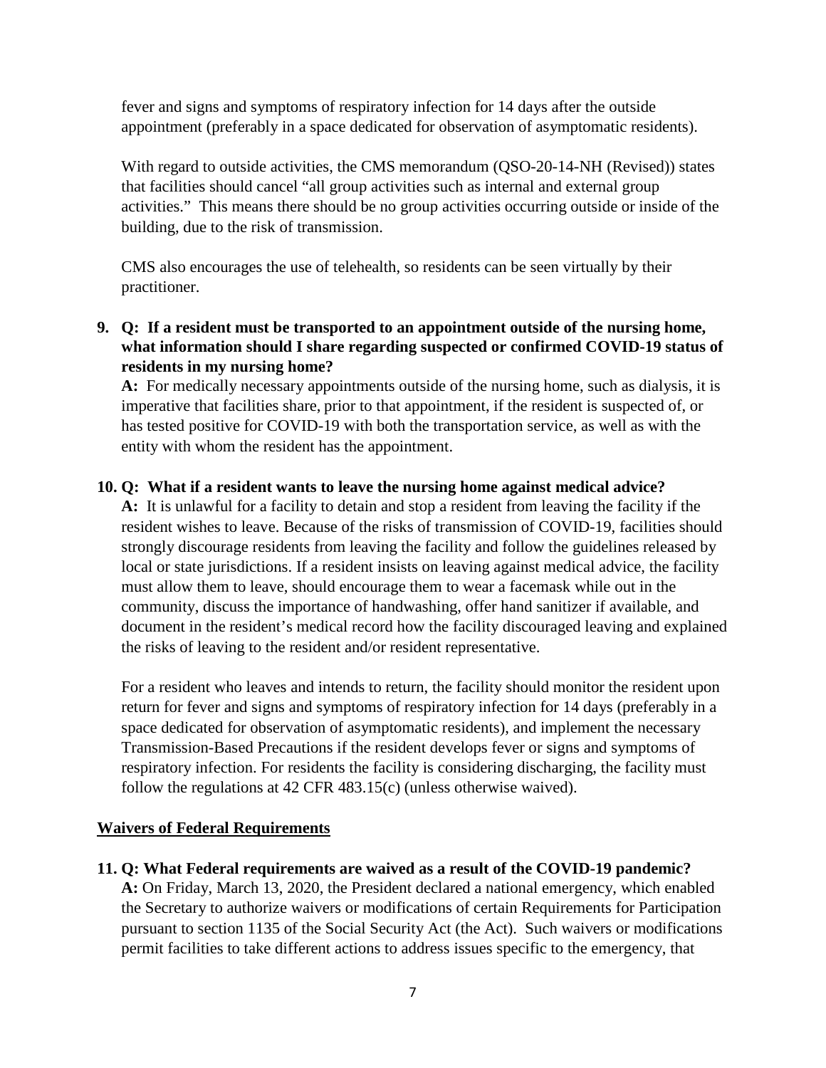fever and signs and symptoms of respiratory infection for 14 days after the outside appointment (preferably in a space dedicated for observation of asymptomatic residents).

With regard to outside activities, the CMS memorandum (QSO-20-14-NH (Revised)) states that facilities should cancel "all group activities such as internal and external group activities." This means there should be no group activities occurring outside or inside of the building, due to the risk of transmission.

CMS also encourages the use of telehealth, so residents can be seen virtually by their practitioner.

**9. Q: If a resident must be transported to an appointment outside of the nursing home, what information should I share regarding suspected or confirmed COVID-19 status of residents in my nursing home?**

**A:** For medically necessary appointments outside of the nursing home, such as dialysis, it is imperative that facilities share, prior to that appointment, if the resident is suspected of, or has tested positive for COVID-19 with both the transportation service, as well as with the entity with whom the resident has the appointment.

**10. Q: What if a resident wants to leave the nursing home against medical advice?**

**A:** It is unlawful for a facility to detain and stop a resident from leaving the facility if the resident wishes to leave. Because of the risks of transmission of COVID-19, facilities should strongly discourage residents from leaving the facility and follow the guidelines released by local or state jurisdictions. If a resident insists on leaving against medical advice, the facility must allow them to leave, should encourage them to wear a facemask while out in the community, discuss the importance of handwashing, offer hand sanitizer if available, and document in the resident's medical record how the facility discouraged leaving and explained the risks of leaving to the resident and/or resident representative.

For a resident who leaves and intends to return, the facility should monitor the resident upon return for fever and signs and symptoms of respiratory infection for 14 days (preferably in a space dedicated for observation of asymptomatic residents), and implement the necessary Transmission-Based Precautions if the resident develops fever or signs and symptoms of respiratory infection. For residents the facility is considering discharging, the facility must follow the regulations at 42 CFR 483.15(c) (unless otherwise waived).

## Waivers of Federal Requirements

**11. Q: What Federal requirements are waived as a result of the COVID-19 pandemic?**

**A:** On Friday, March 13, 2020, the President declared a national emergency, which enabled the Secretary to authorize waivers or modifications of certain Requirements for Participation pursuant to section 1135 of the Social Security Act (the Act). Such waivers or modifications permit facilities to take different actions to address issues specific to the emergency, that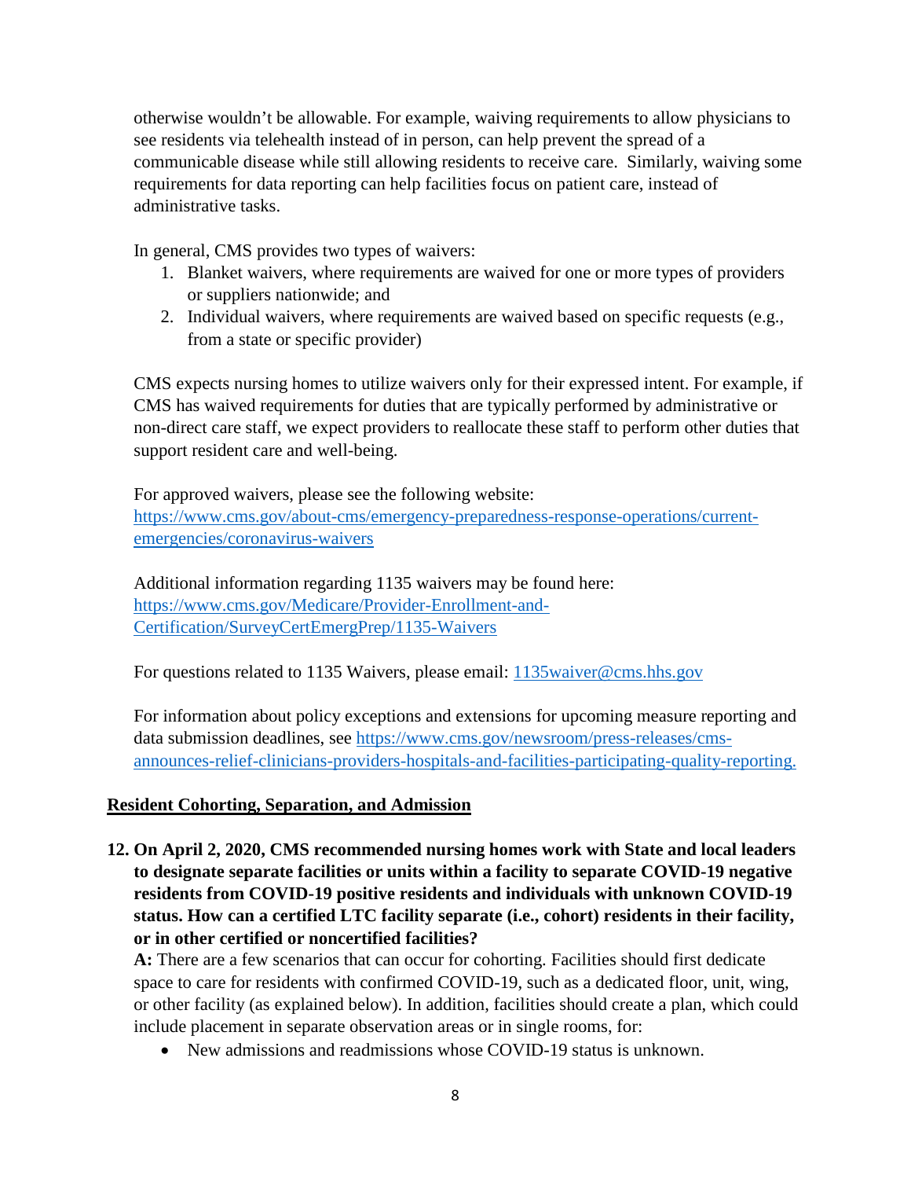otherwise wouldn't be allowable. For example, waiving requirements to allow physicians to see residents via telehealth instead of in person, can help prevent the spread of a communicable disease while still allowing residents to receive care. Similarly, waiving some requirements for data reporting can help facilities focus on patient care, instead of administrative tasks.

In general, CMS provides two types of waivers:

1. Blanket waivers, where requirements are waived for one or more types of providers or suppliers nationwide; and
2. Individual waivers, where requirements are waived based on specific requests (e.g., from a state or specific provider)

CMS expects nursing homes to utilize waivers only for their expressed intent. For example, if CMS has waived requirements for duties that are typically performed by administrative or non-direct care staff, we expect providers to reallocate these staff to perform other duties that support resident care and well-being.

For approved waivers, please see the following website: [https://www.cms.gov/about-cms/emergency-preparedness-response-operations/current-emergencies/coronavirus-waivers](https://www.cms.gov/about-cms/emergency-preparedness-response-operations/current-emergencies/coronavirus-waivers)

Additional information regarding 1135 waivers may be found here: [https://www.cms.gov/Medicare/Provider-Enrollment-and-Certification/SurveyCertEmergPrep/1135-Waivers](https://www.cms.gov/Medicare/Provider-Enrollment-and-Certification/SurveyCertEmergPrep/1135-Waivers)

For questions related to 1135 Waivers, please email: [1135waiver@cms.hhs.gov](mailto:1135waiver@cms.hhs.gov)

For information about policy exceptions and extensions for upcoming measure reporting and data submission deadlines, see [https://www.cms.gov/newsroom/press-releases/cms-announces-relief-clinicians-providers-hospitals-and-facilities-participating-quality-reporting.](https://www.cms.gov/newsroom/press-releases/cms-announces-relief-clinicians-providers-hospitals-and-facilities-participating-quality-reporting)

## Resident Cohorting, Separation, and Admission

**12. On April 2, 2020, CMS recommended nursing homes work with State and local leaders to designate separate facilities or units within a facility to separate COVID-19 negative residents from COVID-19 positive residents and individuals with unknown COVID-19 status. How can a certified LTC facility separate (i.e., cohort) residents in their facility, or in other certified or noncertified facilities?**

**A:** There are a few scenarios that can occur for cohorting. Facilities should first dedicate space to care for residents with confirmed COVID-19, such as a dedicated floor, unit, wing, or other facility (as explained below). In addition, facilities should create a plan, which could include placement in separate observation areas or in single rooms, for:

- New admissions and readmissions whose COVID-19 status is unknown.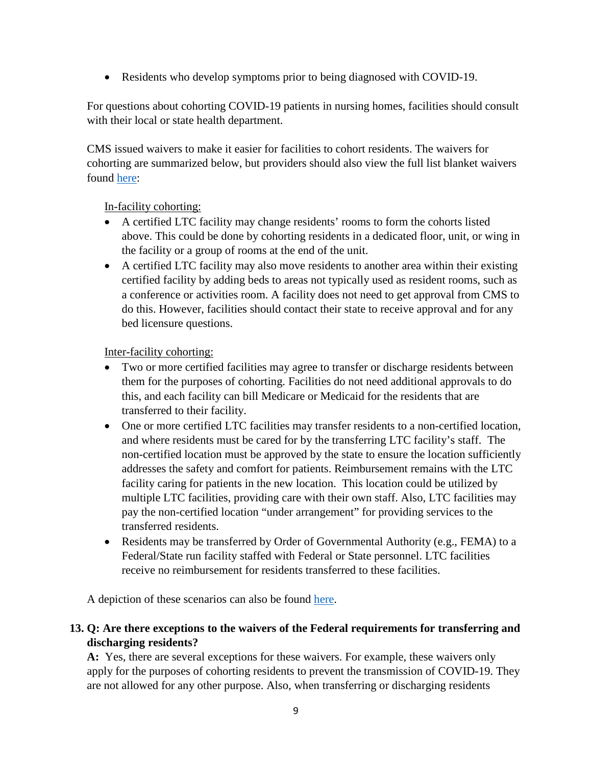- Residents who develop symptoms prior to being diagnosed with COVID-19.

For questions about cohorting COVID-19 patients in nursing homes, facilities should consult with their local or state health department.

CMS issued waivers to make it easier for facilities to cohort residents. The waivers for cohorting are summarized below, but providers should also view the full list blanket waivers found [here](#):

In-facility cohorting:

- A certified LTC facility may change residents' rooms to form the cohorts listed above. This could be done by cohorting residents in a dedicated floor, unit, or wing in the facility or a group of rooms at the end of the unit.
- A certified LTC facility may also move residents to another area within their existing certified facility by adding beds to areas not typically used as resident rooms, such as a conference or activities room. A facility does not need to get approval from CMS to do this. However, facilities should contact their state to receive approval and for any bed licensure questions.

Inter-facility cohorting:

- Two or more certified facilities may agree to transfer or discharge residents between them for the purposes of cohorting. Facilities do not need additional approvals to do this, and each facility can bill Medicare or Medicaid for the residents that are transferred to their facility.
- One or more certified LTC facilities may transfer residents to a non-certified location, and where residents must be cared for by the transferring LTC facility's staff. The non-certified location must be approved by the state to ensure the location sufficiently addresses the safety and comfort for patients. Reimbursement remains with the LTC facility caring for patients in the new location. This location could be utilized by multiple LTC facilities, providing care with their own staff. Also, LTC facilities may pay the non-certified location "under arrangement" for providing services to the transferred residents.
- Residents may be transferred by Order of Governmental Authority (e.g., FEMA) to a Federal/State run facility staffed with Federal or State personnel. LTC facilities receive no reimbursement for residents transferred to these facilities.

A depiction of these scenarios can also be found [here](#).

**13. Q: Are there exceptions to the waivers of the Federal requirements for transferring and discharging residents?**

**A:** Yes, there are several exceptions for these waivers. For example, these waivers only apply for the purposes of cohorting residents to prevent the transmission of COVID-19. They are not allowed for any other purpose. Also, when transferring or discharging residents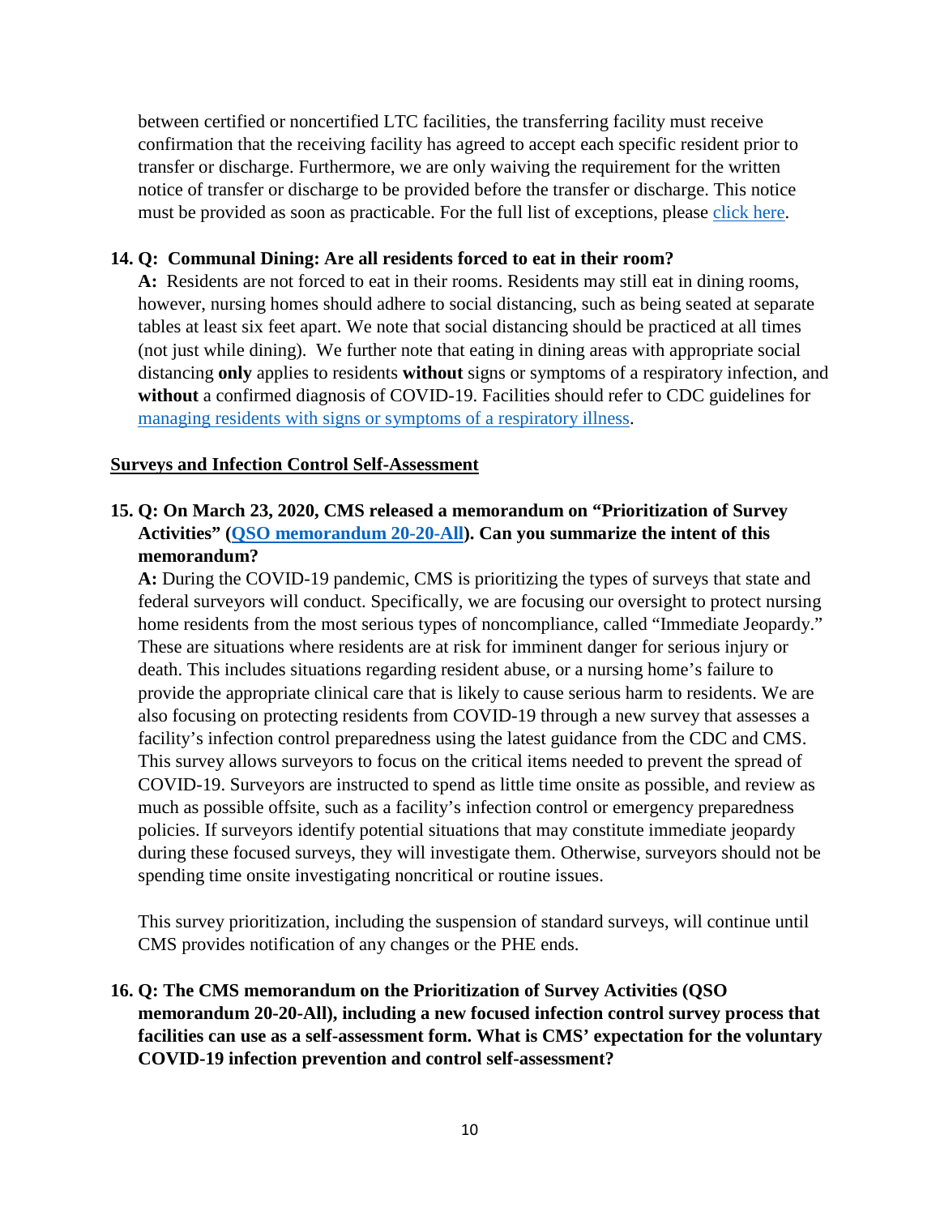between certified or noncertified LTC facilities, the transferring facility must receive confirmation that the receiving facility has agreed to accept each specific resident prior to transfer or discharge. Furthermore, we are only waiving the requirement for the written notice of transfer or discharge to be provided before the transfer or discharge. This notice must be provided as soon as practicable. For the full list of exceptions, please [click here](#).

**14. Q: Communal Dining: Are all residents forced to eat in their room?**

**A:** Residents are not forced to eat in their rooms. Residents may still eat in dining rooms, however, nursing homes should adhere to social distancing, such as being seated at separate tables at least six feet apart. We note that social distancing should be practiced at all times (not just while dining). We further note that eating in dining areas with appropriate social distancing **only** applies to residents **without** signs or symptoms of a respiratory infection, and **without** a confirmed diagnosis of COVID-19. Facilities should refer to CDC guidelines for [managing residents with signs or symptoms of a respiratory illness](#).

## Surveys and Infection Control Self-Assessment

**15. Q: On March 23, 2020, CMS released a memorandum on "Prioritization of Survey Activities" ([QSO memorandum 20-20-All](#)). Can you summarize the intent of this memorandum?**

**A:** During the COVID-19 pandemic, CMS is prioritizing the types of surveys that state and federal surveyors will conduct. Specifically, we are focusing our oversight to protect nursing home residents from the most serious types of noncompliance, called "Immediate Jeopardy." These are situations where residents are at risk for imminent danger for serious injury or death. This includes situations regarding resident abuse, or a nursing home's failure to provide the appropriate clinical care that is likely to cause serious harm to residents. We are also focusing on protecting residents from COVID-19 through a new survey that assesses a facility's infection control preparedness using the latest guidance from the CDC and CMS. This survey allows surveyors to focus on the critical items needed to prevent the spread of COVID-19. Surveyors are instructed to spend as little time onsite as possible, and review as much as possible offsite, such as a facility's infection control or emergency preparedness policies. If surveyors identify potential situations that may constitute immediate jeopardy during these focused surveys, they will investigate them. Otherwise, surveyors should not be spending time onsite investigating noncritical or routine issues.

This survey prioritization, including the suspension of standard surveys, will continue until CMS provides notification of any changes or the PHE ends.

**16. Q: The CMS memorandum on the Prioritization of Survey Activities (QSO memorandum 20-20-All), including a new focused infection control survey process that facilities can use as a self-assessment form. What is CMS' expectation for the voluntary COVID-19 infection prevention and control self-assessment?**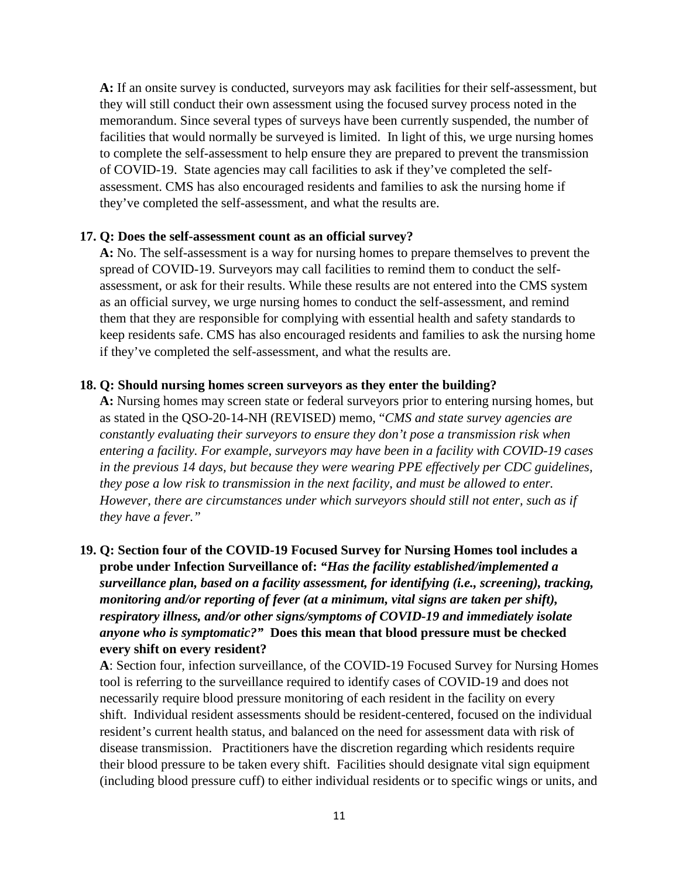**A:** If an onsite survey is conducted, surveyors may ask facilities for their self-assessment, but they will still conduct their own assessment using the focused survey process noted in the memorandum. Since several types of surveys have been currently suspended, the number of facilities that would normally be surveyed is limited. In light of this, we urge nursing homes to complete the self-assessment to help ensure they are prepared to prevent the transmission of COVID-19. State agencies may call facilities to ask if they've completed the self-assessment. CMS has also encouraged residents and families to ask the nursing home if they've completed the self-assessment, and what the results are.

**17. Q: Does the self-assessment count as an official survey?**

**A:** No. The self-assessment is a way for nursing homes to prepare themselves to prevent the spread of COVID-19. Surveyors may call facilities to remind them to conduct the self-assessment, or ask for their results. While these results are not entered into the CMS system as an official survey, we urge nursing homes to conduct the self-assessment, and remind them that they are responsible for complying with essential health and safety standards to keep residents safe. CMS has also encouraged residents and families to ask the nursing home if they've completed the self-assessment, and what the results are.

**18. Q: Should nursing homes screen surveyors as they enter the building?**

**A:** Nursing homes may screen state or federal surveyors prior to entering nursing homes, but as stated in the QSO-20-14-NH (REVISED) memo, "*CMS and state survey agencies are constantly evaluating their surveyors to ensure they don't pose a transmission risk when entering a facility. For example, surveyors may have been in a facility with COVID-19 cases in the previous 14 days, but because they were wearing PPE effectively per CDC guidelines, they pose a low risk to transmission in the next facility, and must be allowed to enter. However, there are circumstances under which surveyors should still not enter, such as if they have a fever.*"

**19. Q: Section four of the COVID-19 Focused Survey for Nursing Homes tool includes a probe under Infection Surveillance of: *"Has the facility established/implemented a surveillance plan, based on a facility assessment, for identifying (i.e., screening), tracking, monitoring and/or reporting of fever (at a minimum, vital signs are taken per shift), respiratory illness, and/or other signs/symptoms of COVID-19 and immediately isolate anyone who is symptomatic?"* Does this mean that blood pressure must be checked every shift on every resident?**

**A**: Section four, infection surveillance, of the COVID-19 Focused Survey for Nursing Homes tool is referring to the surveillance required to identify cases of COVID-19 and does not necessarily require blood pressure monitoring of each resident in the facility on every shift. Individual resident assessments should be resident-centered, focused on the individual resident's current health status, and balanced on the need for assessment data with risk of disease transmission. Practitioners have the discretion regarding which residents require their blood pressure to be taken every shift. Facilities should designate vital sign equipment (including blood pressure cuff) to either individual residents or to specific wings or units, and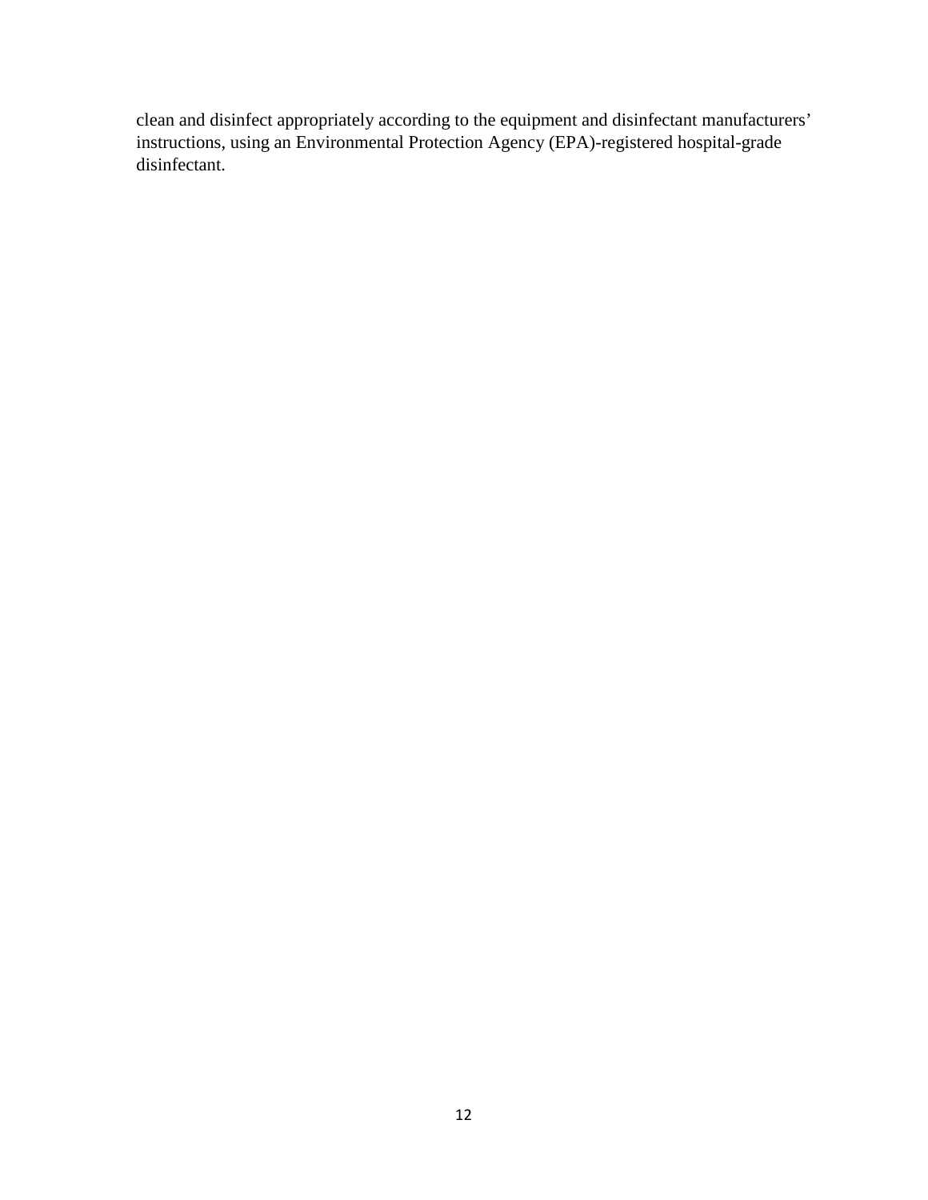clean and disinfect appropriately according to the equipment and disinfectant manufacturers' instructions, using an Environmental Protection Agency (EPA)-registered hospital-grade disinfectant.